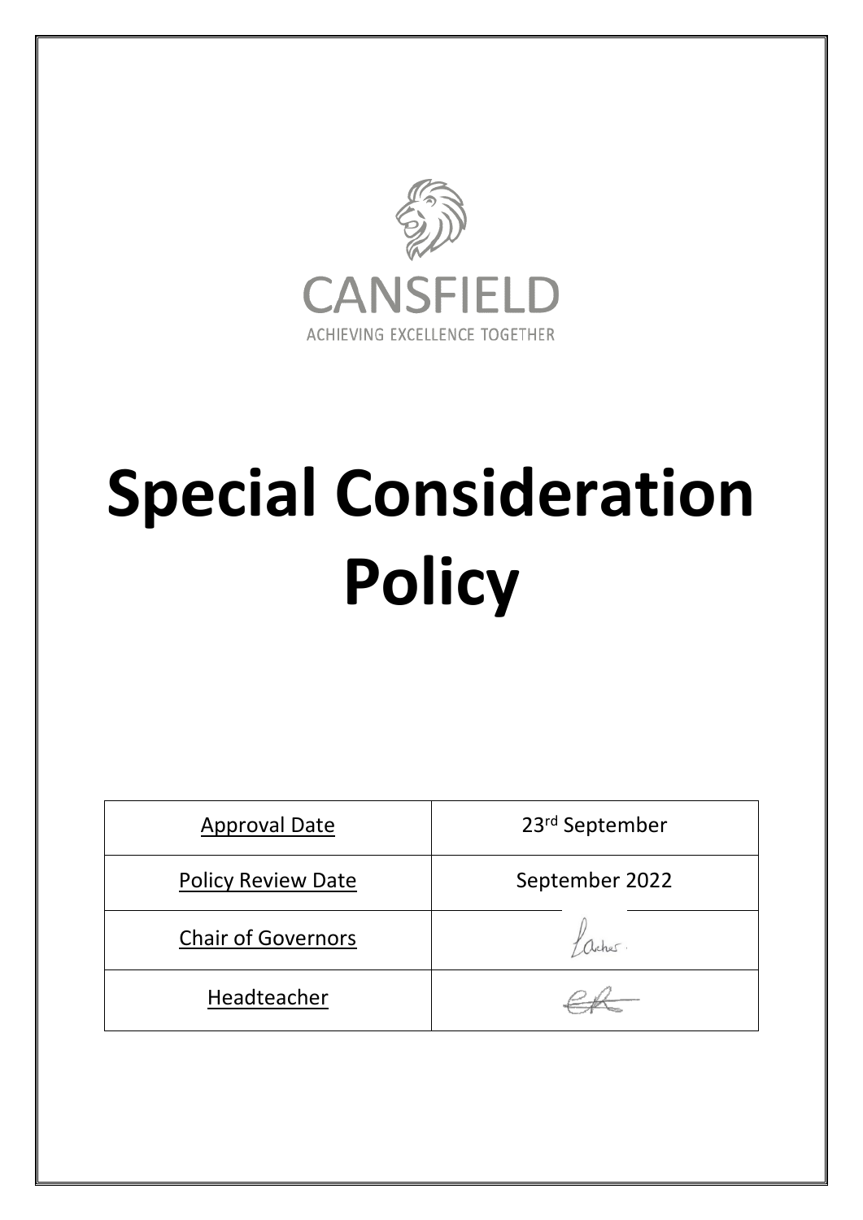CANSFIELD

ACHIEVING EXCELLENCE TOGETHER

# Special Consideration Policy

| Approval Date | 23rd September |
|---|---|
| Policy Review Date | September 2022 |
| Chair of Governors | |
| Headteacher | |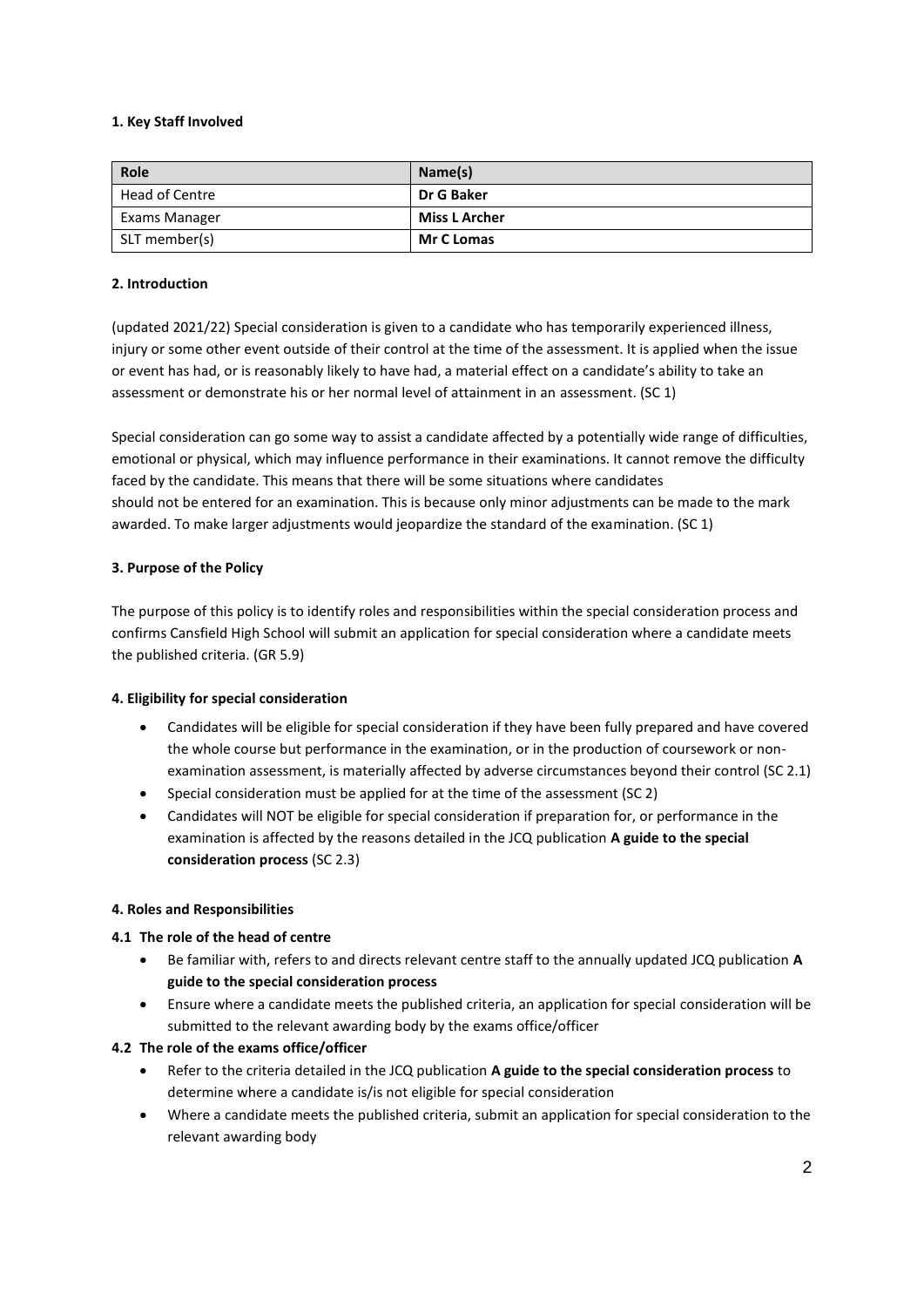**1. Key Staff Involved**

| Role | Name(s) |
|---|---|
| Head of Centre | **Dr G Baker** |
| Exams Manager | **Miss L Archer** |
| SLT member(s) | **Mr C Lomas** |

**2. Introduction**

(updated 2021/22) Special consideration is given to a candidate who has temporarily experienced illness, injury or some other event outside of their control at the time of the assessment. It is applied when the issue or event has had, or is reasonably likely to have had, a material effect on a candidate's ability to take an assessment or demonstrate his or her normal level of attainment in an assessment. (SC 1)

Special consideration can go some way to assist a candidate affected by a potentially wide range of difficulties, emotional or physical, which may influence performance in their examinations. It cannot remove the difficulty faced by the candidate. This means that there will be some situations where candidates should not be entered for an examination. This is because only minor adjustments can be made to the mark awarded. To make larger adjustments would jeopardize the standard of the examination. (SC 1)

**3. Purpose of the Policy**

The purpose of this policy is to identify roles and responsibilities within the special consideration process and confirms Cansfield High School will submit an application for special consideration where a candidate meets the published criteria. (GR 5.9)

**4. Eligibility for special consideration**

- Candidates will be eligible for special consideration if they have been fully prepared and have covered the whole course but performance in the examination, or in the production of coursework or non-examination assessment, is materially affected by adverse circumstances beyond their control (SC 2.1)
- Special consideration must be applied for at the time of the assessment (SC 2)
- Candidates will NOT be eligible for special consideration if preparation for, or performance in the examination is affected by the reasons detailed in the JCQ publication **A guide to the special consideration process** (SC 2.3)

**4. Roles and Responsibilities**

**4.1 The role of the head of centre**

- Be familiar with, refers to and directs relevant centre staff to the annually updated JCQ publication **A guide to the special consideration process**
- Ensure where a candidate meets the published criteria, an application for special consideration will be submitted to the relevant awarding body by the exams office/officer

**4.2 The role of the exams office/officer**

- Refer to the criteria detailed in the JCQ publication **A guide to the special consideration process** to determine where a candidate is/is not eligible for special consideration
- Where a candidate meets the published criteria, submit an application for special consideration to the relevant awarding body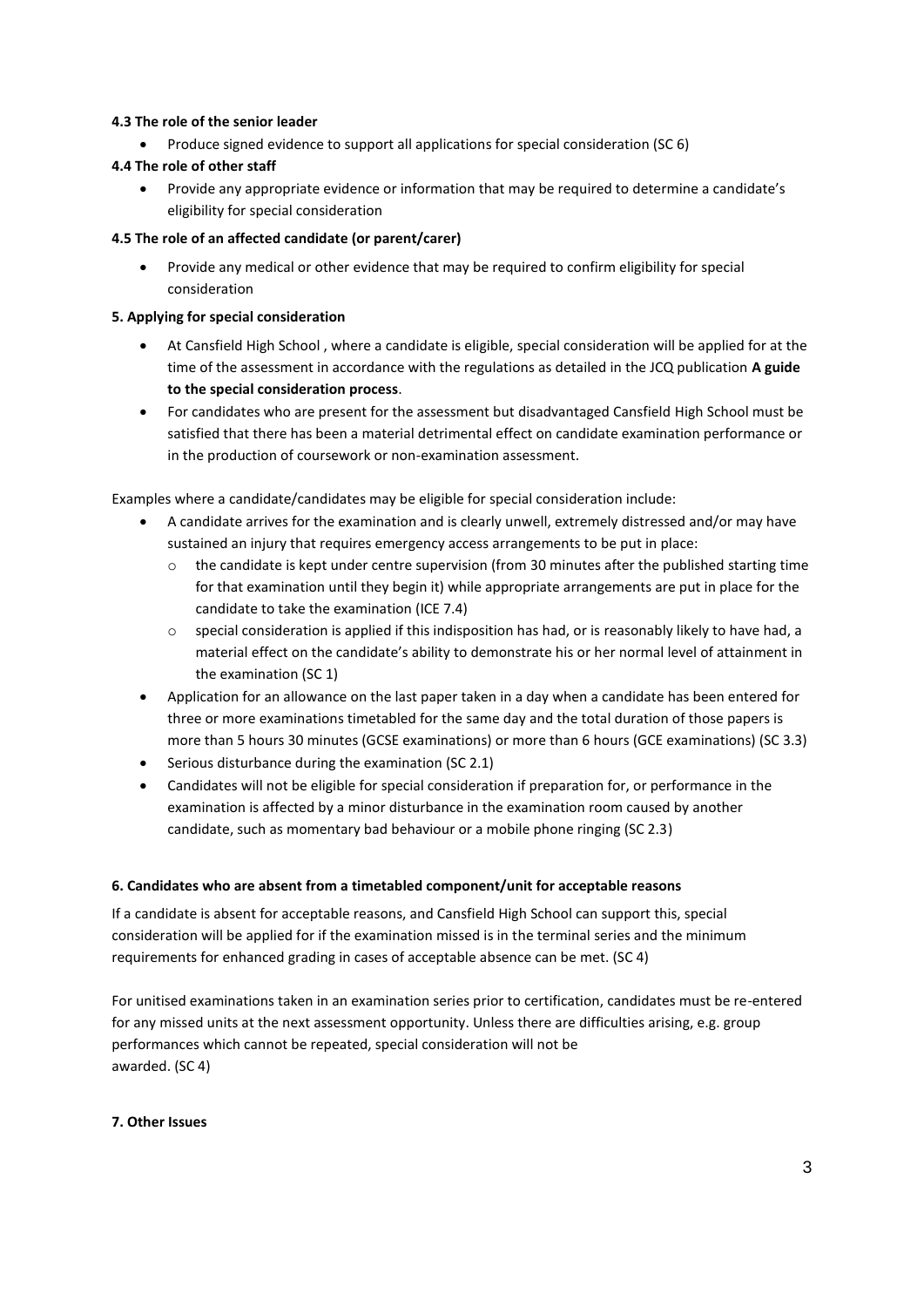**4.3 The role of the senior leader**

- Produce signed evidence to support all applications for special consideration (SC 6)

**4.4 The role of other staff**

- Provide any appropriate evidence or information that may be required to determine a candidate's eligibility for special consideration

**4.5 The role of an affected candidate (or parent/carer)**

- Provide any medical or other evidence that may be required to confirm eligibility for special consideration

**5. Applying for special consideration**

- At Cansfield High School , where a candidate is eligible, special consideration will be applied for at the time of the assessment in accordance with the regulations as detailed in the JCQ publication **A guide to the special consideration process**.
- For candidates who are present for the assessment but disadvantaged Cansfield High School must be satisfied that there has been a material detrimental effect on candidate examination performance or in the production of coursework or non-examination assessment.

Examples where a candidate/candidates may be eligible for special consideration include:

- A candidate arrives for the examination and is clearly unwell, extremely distressed and/or may have sustained an injury that requires emergency access arrangements to be put in place:
    - the candidate is kept under centre supervision (from 30 minutes after the published starting time for that examination until they begin it) while appropriate arrangements are put in place for the candidate to take the examination (ICE 7.4)
    - special consideration is applied if this indisposition has had, or is reasonably likely to have had, a material effect on the candidate's ability to demonstrate his or her normal level of attainment in the examination (SC 1)
- Application for an allowance on the last paper taken in a day when a candidate has been entered for three or more examinations timetabled for the same day and the total duration of those papers is more than 5 hours 30 minutes (GCSE examinations) or more than 6 hours (GCE examinations) (SC 3.3)
- Serious disturbance during the examination (SC 2.1)
- Candidates will not be eligible for special consideration if preparation for, or performance in the examination is affected by a minor disturbance in the examination room caused by another candidate, such as momentary bad behaviour or a mobile phone ringing (SC 2.3)

**6. Candidates who are absent from a timetabled component/unit for acceptable reasons**

If a candidate is absent for acceptable reasons, and Cansfield High School can support this, special consideration will be applied for if the examination missed is in the terminal series and the minimum requirements for enhanced grading in cases of acceptable absence can be met. (SC 4)

For unitised examinations taken in an examination series prior to certification, candidates must be re-entered for any missed units at the next assessment opportunity. Unless there are difficulties arising, e.g. group performances which cannot be repeated, special consideration will not be awarded. (SC 4)

**7. Other Issues**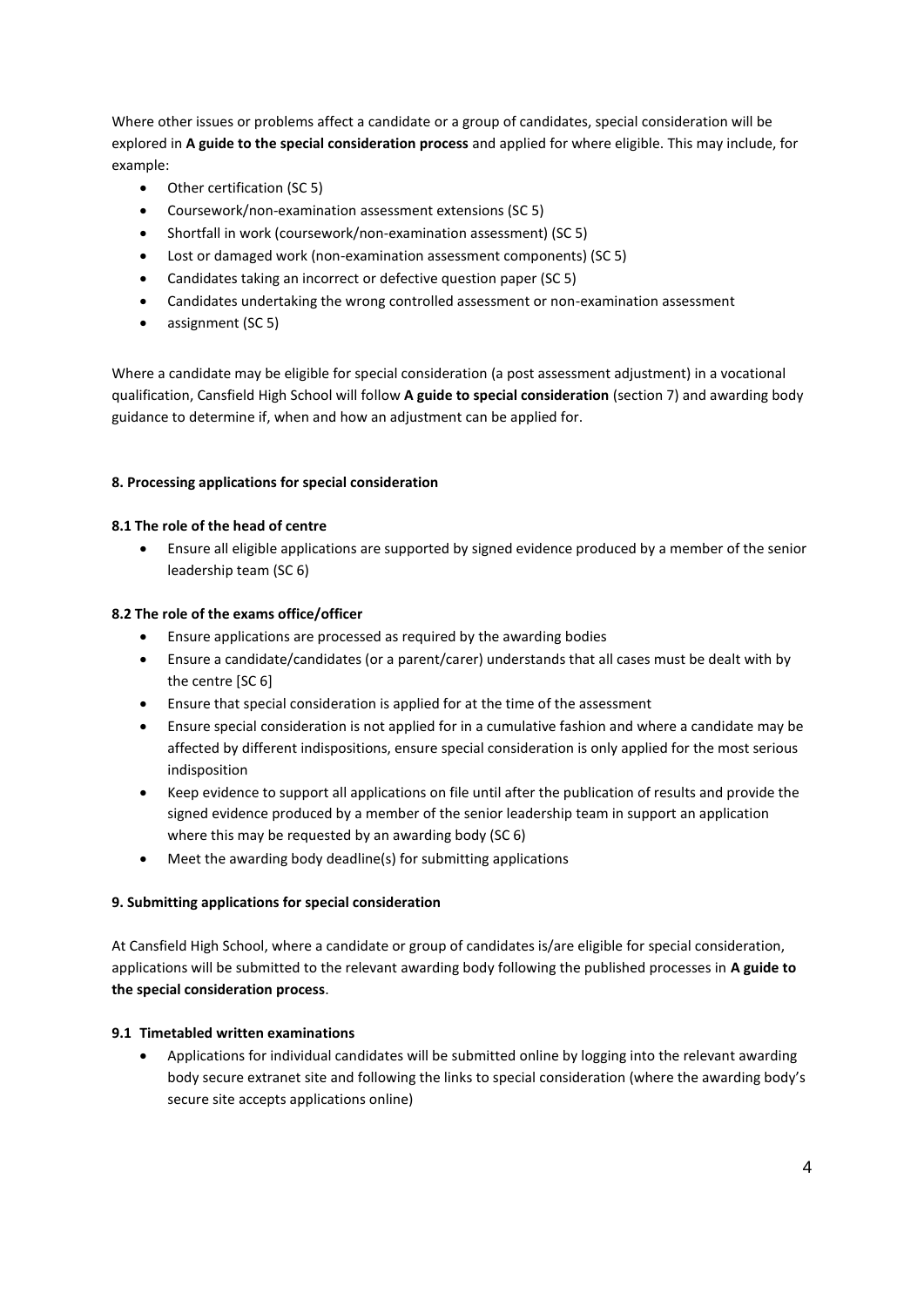Where other issues or problems affect a candidate or a group of candidates, special consideration will be explored in **A guide to the special consideration process** and applied for where eligible. This may include, for example:

- Other certification (SC 5)
- Coursework/non-examination assessment extensions (SC 5)
- Shortfall in work (coursework/non-examination assessment) (SC 5)
- Lost or damaged work (non-examination assessment components) (SC 5)
- Candidates taking an incorrect or defective question paper (SC 5)
- Candidates undertaking the wrong controlled assessment or non-examination assessment
- assignment (SC 5)

Where a candidate may be eligible for special consideration (a post assessment adjustment) in a vocational qualification, Cansfield High School will follow **A guide to special consideration** (section 7) and awarding body guidance to determine if, when and how an adjustment can be applied for.

### 8. Processing applications for special consideration

#### 8.1 The role of the head of centre

- Ensure all eligible applications are supported by signed evidence produced by a member of the senior leadership team (SC 6)

#### 8.2 The role of the exams office/officer

- Ensure applications are processed as required by the awarding bodies
- Ensure a candidate/candidates (or a parent/carer) understands that all cases must be dealt with by the centre [SC 6]
- Ensure that special consideration is applied for at the time of the assessment
- Ensure special consideration is not applied for in a cumulative fashion and where a candidate may be affected by different indispositions, ensure special consideration is only applied for the most serious indisposition
- Keep evidence to support all applications on file until after the publication of results and provide the signed evidence produced by a member of the senior leadership team in support an application where this may be requested by an awarding body (SC 6)
- Meet the awarding body deadline(s) for submitting applications

### 9. Submitting applications for special consideration

At Cansfield High School, where a candidate or group of candidates is/are eligible for special consideration, applications will be submitted to the relevant awarding body following the published processes in **A guide to the special consideration process**.

#### 9.1 Timetabled written examinations

- Applications for individual candidates will be submitted online by logging into the relevant awarding body secure extranet site and following the links to special consideration (where the awarding body's secure site accepts applications online)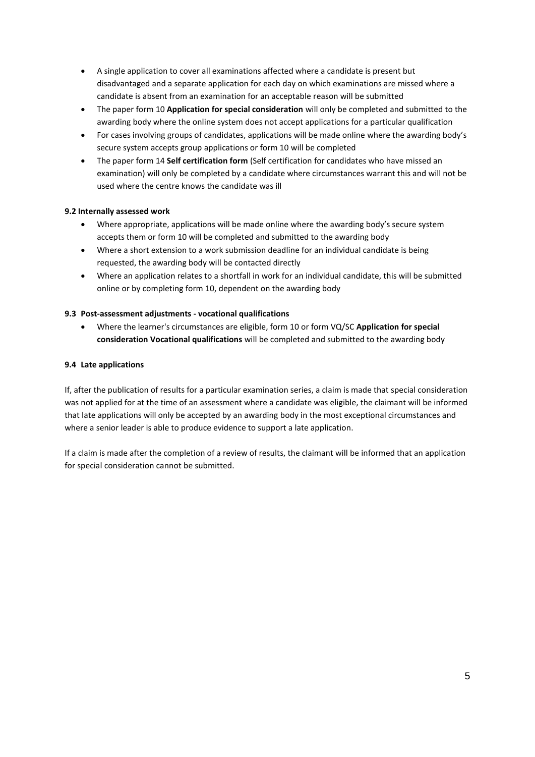- A single application to cover all examinations affected where a candidate is present but disadvantaged and a separate application for each day on which examinations are missed where a candidate is absent from an examination for an acceptable reason will be submitted
- The paper form 10 **Application for special consideration** will only be completed and submitted to the awarding body where the online system does not accept applications for a particular qualification
- For cases involving groups of candidates, applications will be made online where the awarding body's secure system accepts group applications or form 10 will be completed
- The paper form 14 **Self certification form** (Self certification for candidates who have missed an examination) will only be completed by a candidate where circumstances warrant this and will not be used where the centre knows the candidate was ill

**9.2 Internally assessed work**

- Where appropriate, applications will be made online where the awarding body's secure system accepts them or form 10 will be completed and submitted to the awarding body
- Where a short extension to a work submission deadline for an individual candidate is being requested, the awarding body will be contacted directly
- Where an application relates to a shortfall in work for an individual candidate, this will be submitted online or by completing form 10, dependent on the awarding body

**9.3 Post-assessment adjustments - vocational qualifications**

- Where the learner's circumstances are eligible, form 10 or form VQ/SC **Application for special consideration Vocational qualifications** will be completed and submitted to the awarding body

**9.4 Late applications**

If, after the publication of results for a particular examination series, a claim is made that special consideration was not applied for at the time of an assessment where a candidate was eligible, the claimant will be informed that late applications will only be accepted by an awarding body in the most exceptional circumstances and where a senior leader is able to produce evidence to support a late application.

If a claim is made after the completion of a review of results, the claimant will be informed that an application for special consideration cannot be submitted.